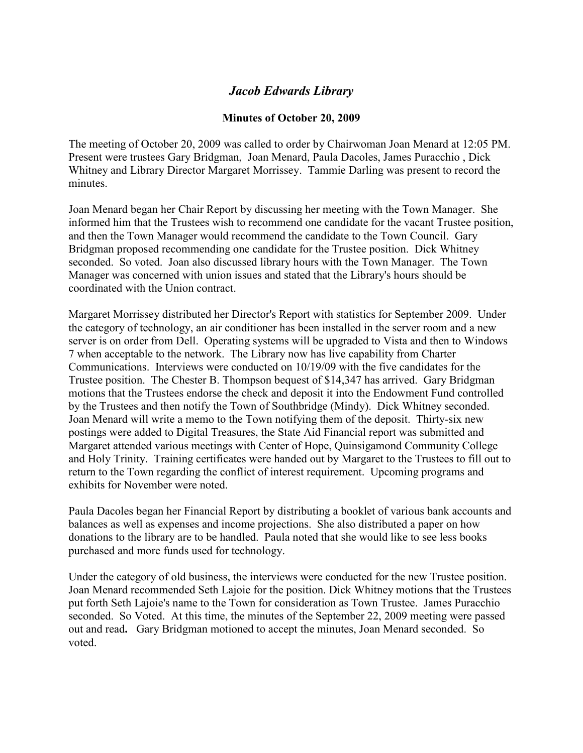# *Jacob Edwards Library*

## Minutes of October 20, 2009

The meeting of October 20, 2009 was called to order by Chairwoman Joan Menard at 12:05 PM. Present were trustees Gary Bridgman, Joan Menard, Paula Dacoles, James Puracchio , Dick Whitney and Library Director Margaret Morrissey. Tammie Darling was present to record the minutes.

Joan Menard began her Chair Report by discussing her meeting with the Town Manager. She informed him that the Trustees wish to recommend one candidate for the vacant Trustee position, and then the Town Manager would recommend the candidate to the Town Council. Gary Bridgman proposed recommending one candidate for the Trustee position. Dick Whitney seconded. So voted. Joan also discussed library hours with the Town Manager. The Town Manager was concerned with union issues and stated that the Library's hours should be coordinated with the Union contract.

Margaret Morrissey distributed her Director's Report with statistics for September 2009. Under the category of technology, an air conditioner has been installed in the server room and a new server is on order from Dell. Operating systems will be upgraded to Vista and then to Windows 7 when acceptable to the network. The Library now has live capability from Charter Communications. Interviews were conducted on 10/19/09 with the five candidates for the Trustee position. The Chester B. Thompson bequest of $14,347 has arrived. Gary Bridgman motions that the Trustees endorse the check and deposit it into the Endowment Fund controlled by the Trustees and then notify the Town of Southbridge (Mindy). Dick Whitney seconded. Joan Menard will write a memo to the Town notifying them of the deposit. Thirty-six new postings were added to Digital Treasures, the State Aid Financial report was submitted and Margaret attended various meetings with Center of Hope, Quinsigamond Community College and Holy Trinity. Training certificates were handed out by Margaret to the Trustees to fill out to return to the Town regarding the conflict of interest requirement. Upcoming programs and exhibits for November were noted.

Paula Dacoles began her Financial Report by distributing a booklet of various bank accounts and balances as well as expenses and income projections. She also distributed a paper on how donations to the library are to be handled. Paula noted that she would like to see less books purchased and more funds used for technology.

Under the category of old business, the interviews were conducted for the new Trustee position. Joan Menard recommended Seth Lajoie for the position. Dick Whitney motions that the Trustees put forth Seth Lajoie's name to the Town for consideration as Town Trustee. James Puracchio seconded. So Voted. At this time, the minutes of the September 22, 2009 meeting were passed out and read**.** Gary Bridgman motioned to accept the minutes, Joan Menard seconded. So voted.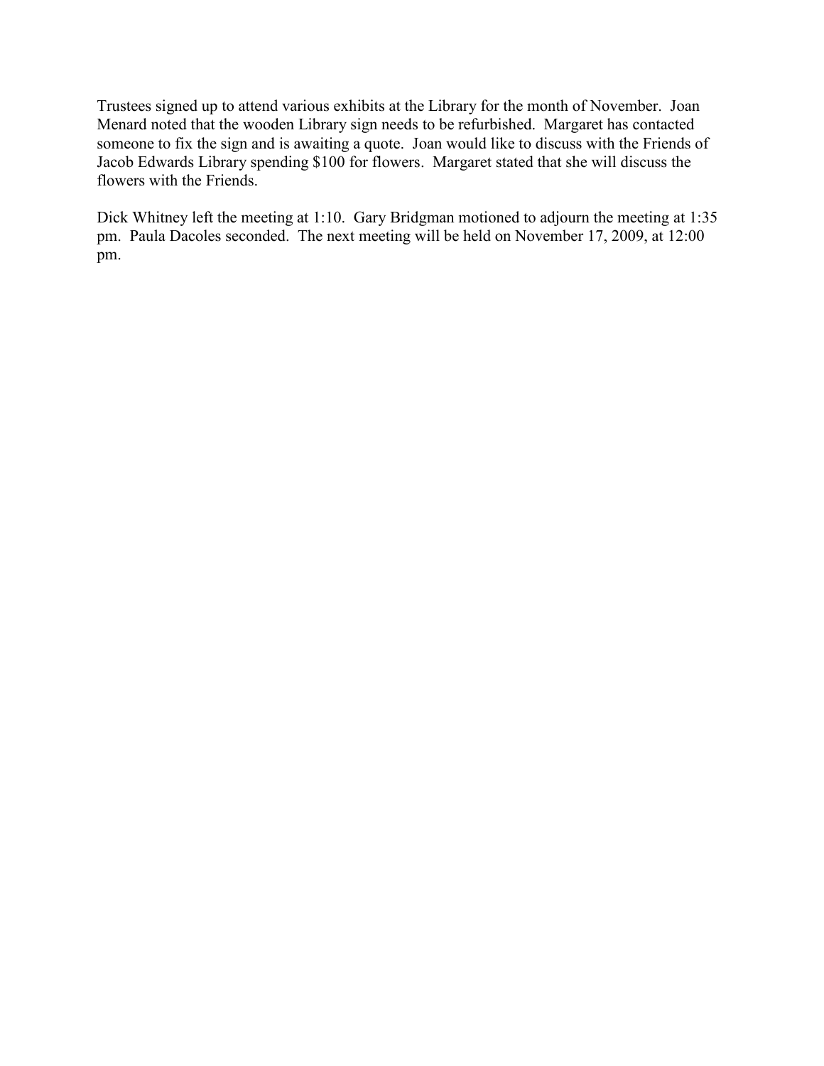Trustees signed up to attend various exhibits at the Library for the month of November. Joan Menard noted that the wooden Library sign needs to be refurbished. Margaret has contacted someone to fix the sign and is awaiting a quote. Joan would like to discuss with the Friends of Jacob Edwards Library spending $100 for flowers. Margaret stated that she will discuss the flowers with the Friends.

Dick Whitney left the meeting at 1:10. Gary Bridgman motioned to adjourn the meeting at 1:35 pm. Paula Dacoles seconded. The next meeting will be held on November 17, 2009, at 12:00 pm.